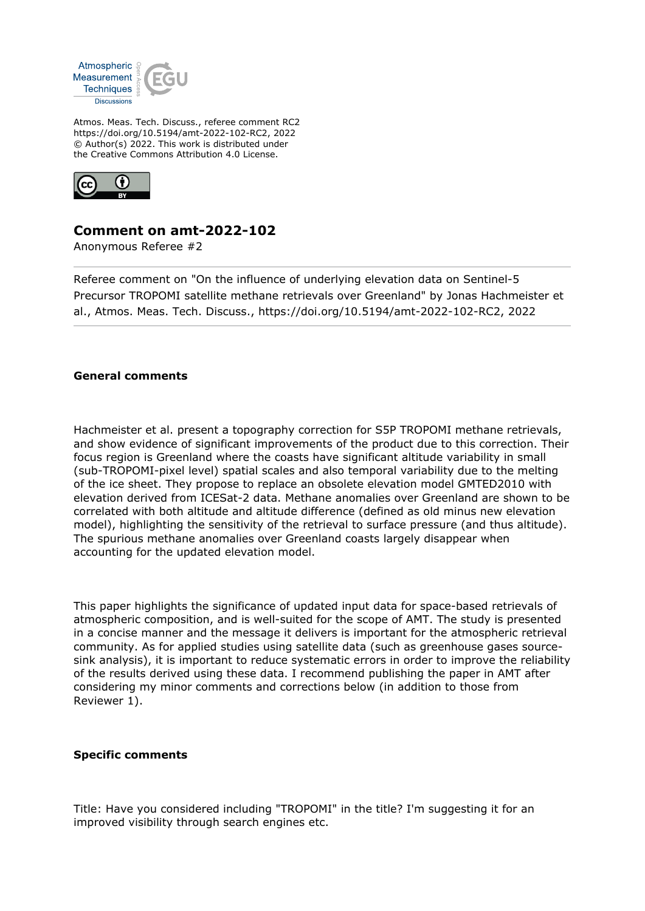Atmos. Meas. Tech. Discuss., referee comment RC2
https://doi.org/10.5194/amt-2022-102-RC2, 2022
© Author(s) 2022. This work is distributed under
the Creative Commons Attribution 4.0 License.

## Comment on amt-2022-102

Anonymous Referee #2

---

Referee comment on "On the influence of underlying elevation data on Sentinel-5 Precursor TROPOMI satellite methane retrievals over Greenland" by Jonas Hachmeister et al., Atmos. Meas. Tech. Discuss., https://doi.org/10.5194/amt-2022-102-RC2, 2022

---

### General comments

Hachmeister et al. present a topography correction for S5P TROPOMI methane retrievals, and show evidence of significant improvements of the product due to this correction. Their focus region is Greenland where the coasts have significant altitude variability in small (sub-TROPOMI-pixel level) spatial scales and also temporal variability due to the melting of the ice sheet. They propose to replace an obsolete elevation model GMTED2010 with elevation derived from ICESat-2 data. Methane anomalies over Greenland are shown to be correlated with both altitude and altitude difference (defined as old minus new elevation model), highlighting the sensitivity of the retrieval to surface pressure (and thus altitude). The spurious methane anomalies over Greenland coasts largely disappear when accounting for the updated elevation model.

This paper highlights the significance of updated input data for space-based retrievals of atmospheric composition, and is well-suited for the scope of AMT. The study is presented in a concise manner and the message it delivers is important for the atmospheric retrieval community. As for applied studies using satellite data (such as greenhouse gases source-sink analysis), it is important to reduce systematic errors in order to improve the reliability of the results derived using these data. I recommend publishing the paper in AMT after considering my minor comments and corrections below (in addition to those from Reviewer 1).

### Specific comments

Title: Have you considered including "TROPOMI" in the title? I'm suggesting it for an improved visibility through search engines etc.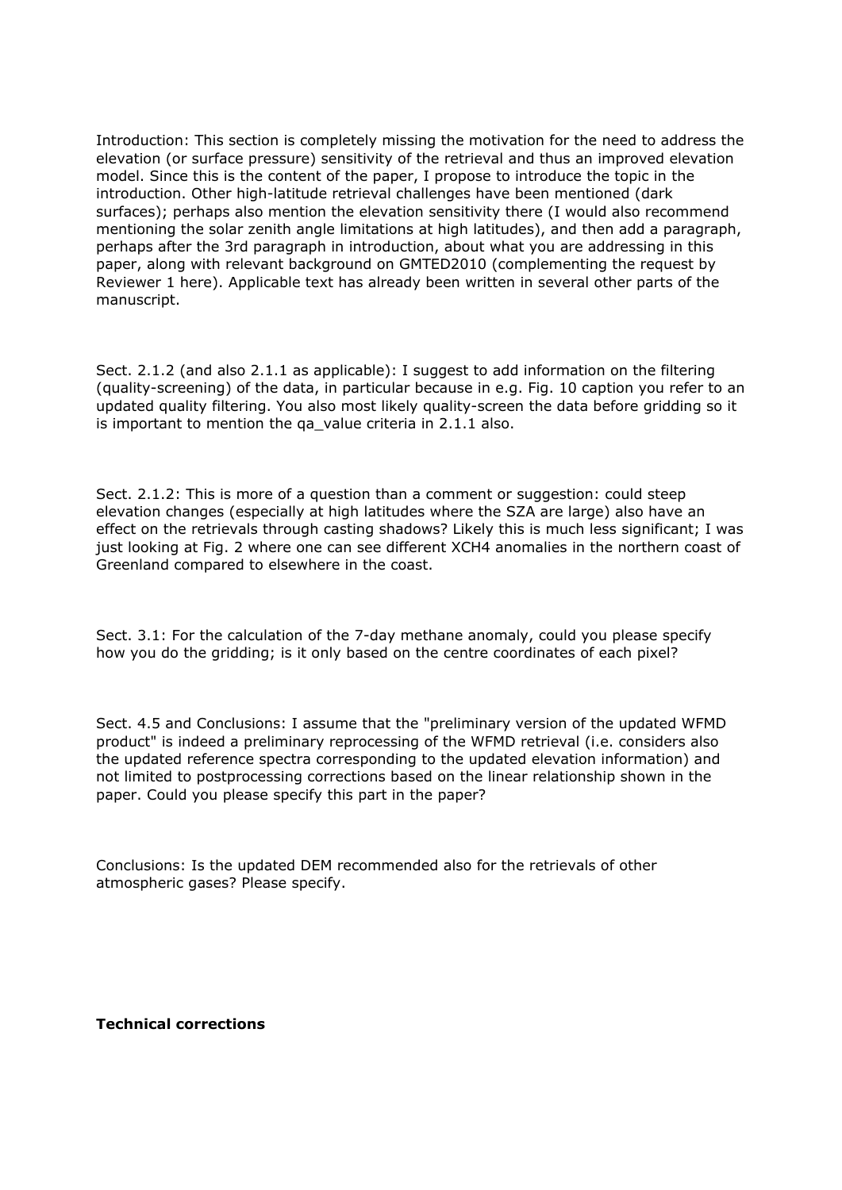Introduction: This section is completely missing the motivation for the need to address the elevation (or surface pressure) sensitivity of the retrieval and thus an improved elevation model. Since this is the content of the paper, I propose to introduce the topic in the introduction. Other high-latitude retrieval challenges have been mentioned (dark surfaces); perhaps also mention the elevation sensitivity there (I would also recommend mentioning the solar zenith angle limitations at high latitudes), and then add a paragraph, perhaps after the 3rd paragraph in introduction, about what you are addressing in this paper, along with relevant background on GMTED2010 (complementing the request by Reviewer 1 here). Applicable text has already been written in several other parts of the manuscript.

Sect. 2.1.2 (and also 2.1.1 as applicable): I suggest to add information on the filtering (quality-screening) of the data, in particular because in e.g. Fig. 10 caption you refer to an updated quality filtering. You also most likely quality-screen the data before gridding so it is important to mention the qa_value criteria in 2.1.1 also.

Sect. 2.1.2: This is more of a question than a comment or suggestion: could steep elevation changes (especially at high latitudes where the SZA are large) also have an effect on the retrievals through casting shadows? Likely this is much less significant; I was just looking at Fig. 2 where one can see different XCH4 anomalies in the northern coast of Greenland compared to elsewhere in the coast.

Sect. 3.1: For the calculation of the 7-day methane anomaly, could you please specify how you do the gridding; is it only based on the centre coordinates of each pixel?

Sect. 4.5 and Conclusions: I assume that the "preliminary version of the updated WFMD product" is indeed a preliminary reprocessing of the WFMD retrieval (i.e. considers also the updated reference spectra corresponding to the updated elevation information) and not limited to postprocessing corrections based on the linear relationship shown in the paper. Could you please specify this part in the paper?

Conclusions: Is the updated DEM recommended also for the retrievals of other atmospheric gases? Please specify.

**Technical corrections**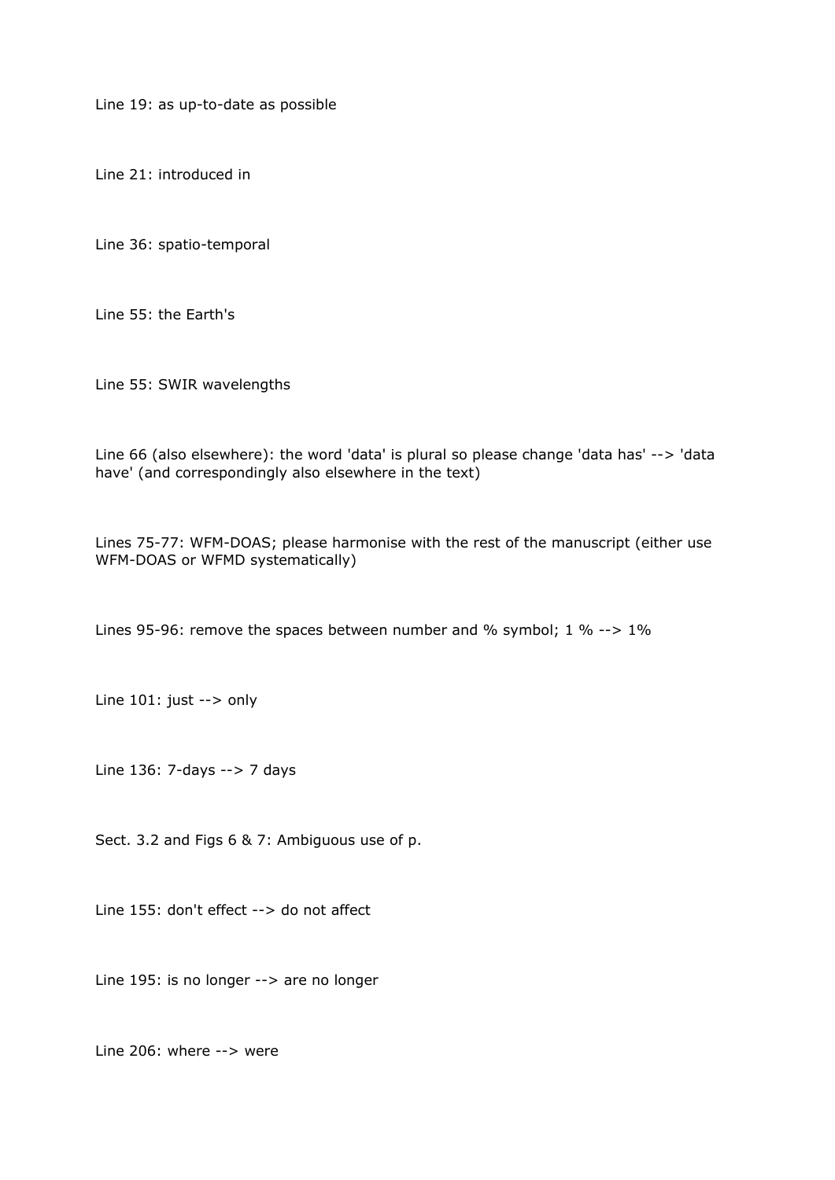Line 19: as up-to-date as possible

Line 21: introduced in

Line 36: spatio-temporal

Line 55: the Earth's

Line 55: SWIR wavelengths

Line 66 (also elsewhere): the word 'data' is plural so please change 'data has' --> 'data have' (and correspondingly also elsewhere in the text)

Lines 75-77: WFM-DOAS; please harmonise with the rest of the manuscript (either use WFM-DOAS or WFMD systematically)

Lines 95-96: remove the spaces between number and % symbol; 1 % --> 1%

Line 101: just --> only

Line 136: 7-days --> 7 days

Sect. 3.2 and Figs 6 & 7: Ambiguous use of p.

Line 155: don't effect --> do not affect

Line 195: is no longer --> are no longer

Line 206: where --> were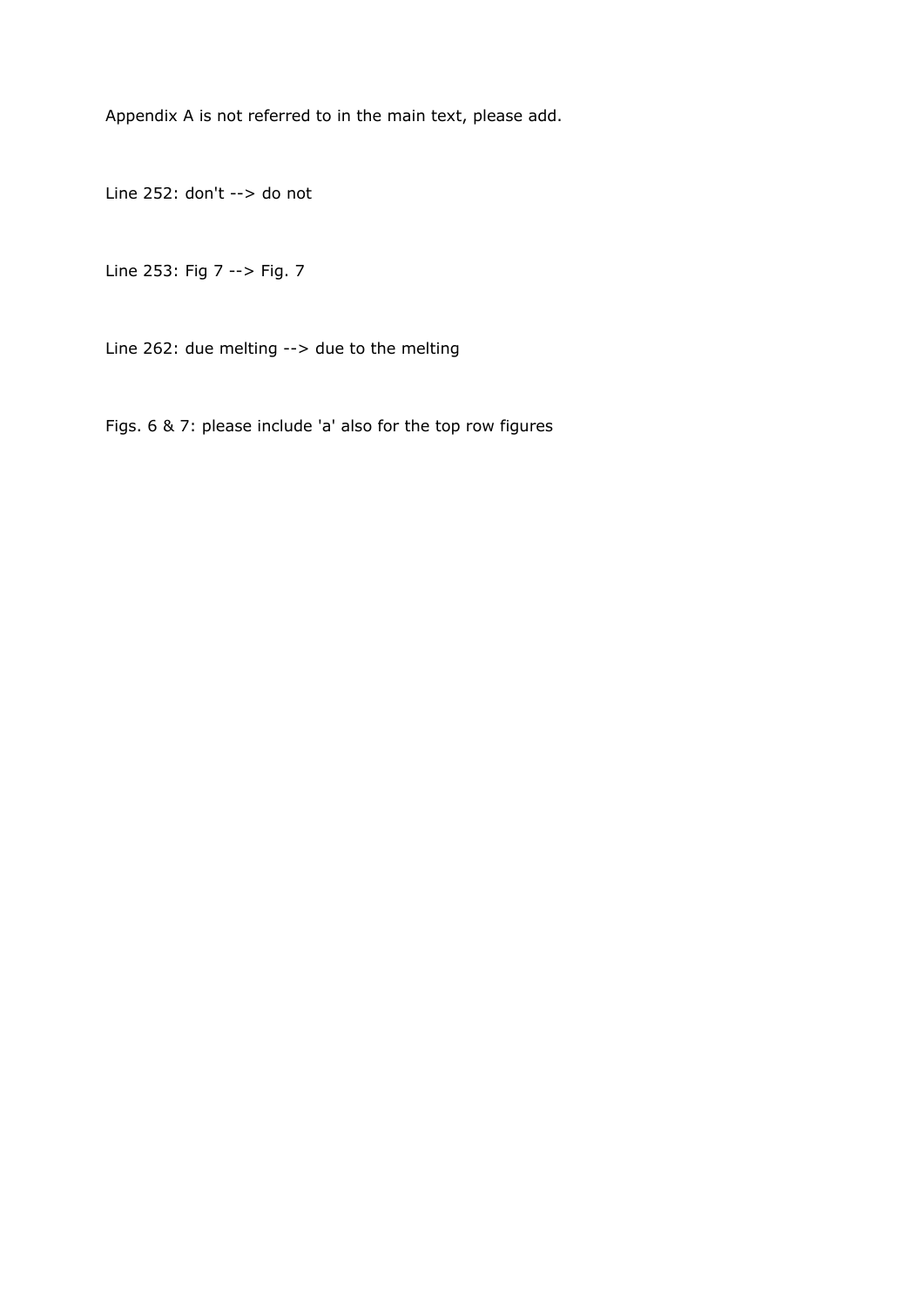Appendix A is not referred to in the main text, please add.

Line 252: don't --> do not

Line 253: Fig 7 --> Fig. 7

Line 262: due melting --> due to the melting

Figs. 6 & 7: please include 'a' also for the top row figures